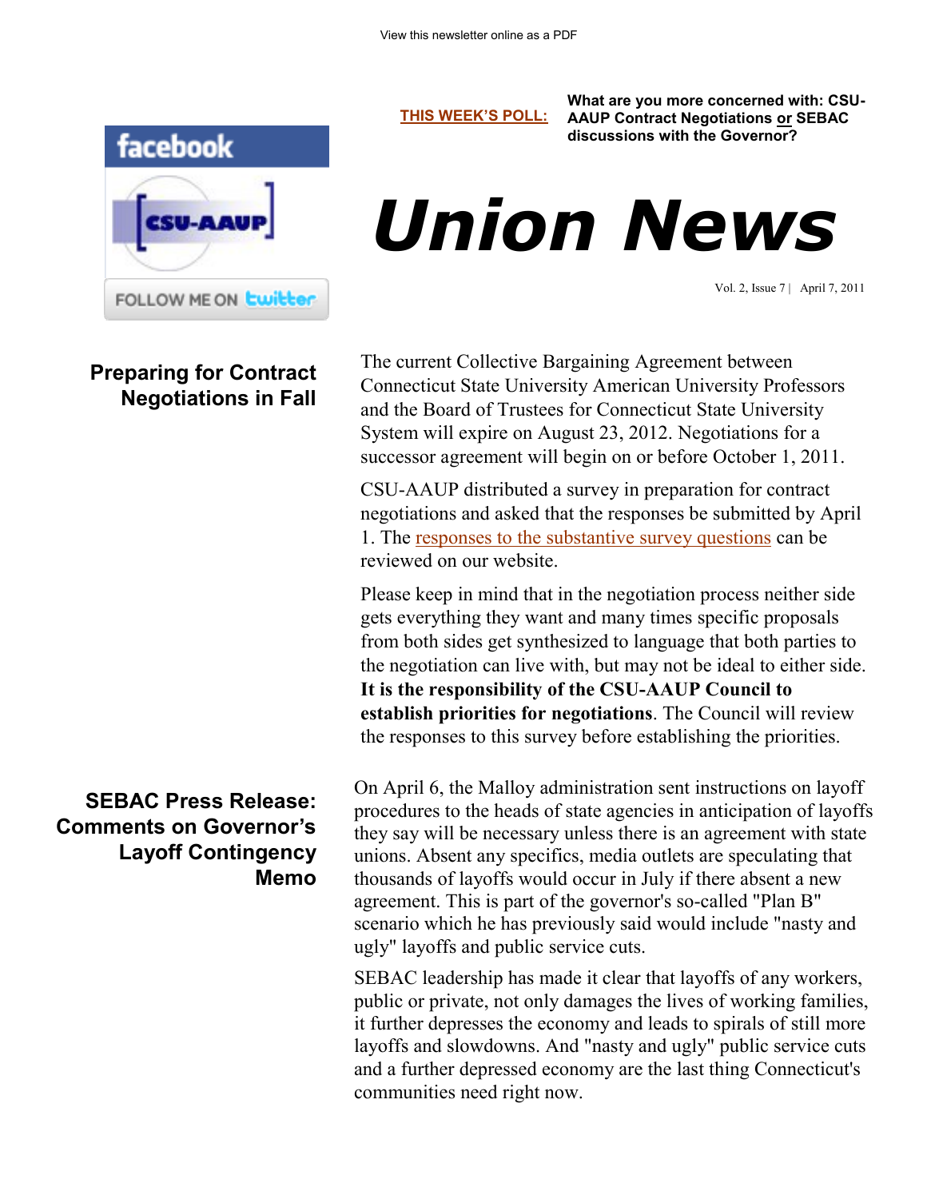View this newsletter online as a PDF

**THIS WEEK'S POLL:** **What are you more concerned with: CSU-AAUP Contract Negotiations or SEBAC discussions with the Governor?**

# Union News

Vol. 2, Issue 7 | April 7, 2011

## Preparing for Contract Negotiations in Fall

The current Collective Bargaining Agreement between Connecticut State University American University Professors and the Board of Trustees for Connecticut State University System will expire on August 23, 2012. Negotiations for a successor agreement will begin on or before October 1, 2011.

CSU-AAUP distributed a survey in preparation for contract negotiations and asked that the responses be submitted by April 1. The responses to the substantive survey questions can be reviewed on our website.

Please keep in mind that in the negotiation process neither side gets everything they want and many times specific proposals from both sides get synthesized to language that both parties to the negotiation can live with, but may not be ideal to either side. **It is the responsibility of the CSU-AAUP Council to establish priorities for negotiations**. The Council will review the responses to this survey before establishing the priorities.

## SEBAC Press Release: Comments on Governor's Layoff Contingency Memo

On April 6, the Malloy administration sent instructions on layoff procedures to the heads of state agencies in anticipation of layoffs they say will be necessary unless there is an agreement with state unions. Absent any specifics, media outlets are speculating that thousands of layoffs would occur in July if there absent a new agreement. This is part of the governor's so-called "Plan B" scenario which he has previously said would include "nasty and ugly" layoffs and public service cuts.

SEBAC leadership has made it clear that layoffs of any workers, public or private, not only damages the lives of working families, it further depresses the economy and leads to spirals of still more layoffs and slowdowns. And "nasty and ugly" public service cuts and a further depressed economy are the last thing Connecticut's communities need right now.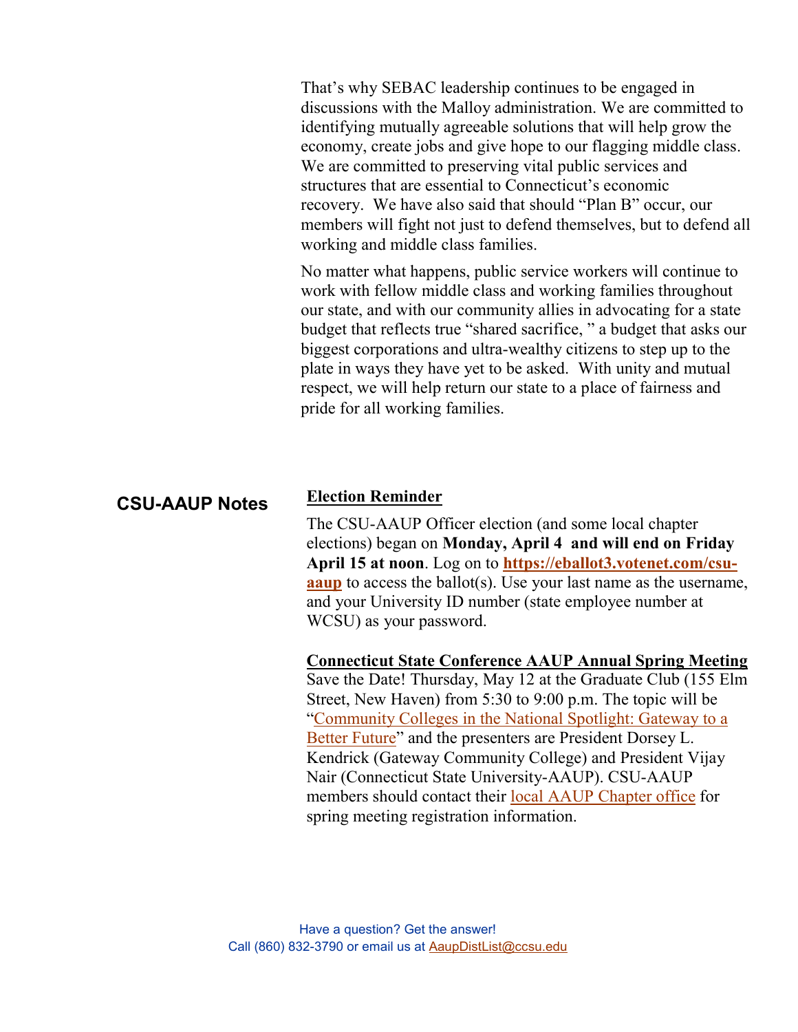That's why SEBAC leadership continues to be engaged in discussions with the Malloy administration. We are committed to identifying mutually agreeable solutions that will help grow the economy, create jobs and give hope to our flagging middle class. We are committed to preserving vital public services and structures that are essential to Connecticut's economic recovery. We have also said that should "Plan B" occur, our members will fight not just to defend themselves, but to defend all working and middle class families.

No matter what happens, public service workers will continue to work with fellow middle class and working families throughout our state, and with our community allies in advocating for a state budget that reflects true "shared sacrifice, " a budget that asks our biggest corporations and ultra-wealthy citizens to step up to the plate in ways they have yet to be asked. With unity and mutual respect, we will help return our state to a place of fairness and pride for all working families.

## CSU-AAUP Notes

**Election Reminder**

The CSU-AAUP Officer election (and some local chapter elections) began on **Monday, April 4 and will end on Friday April 15 at noon**. Log on to **https://eballot3.votenet.com/csu-aaup** to access the ballot(s). Use your last name as the username, and your University ID number (state employee number at WCSU) as your password.

**Connecticut State Conference AAUP Annual Spring Meeting**

Save the Date! Thursday, May 12 at the Graduate Club (155 Elm Street, New Haven) from 5:30 to 9:00 p.m. The topic will be "Community Colleges in the National Spotlight: Gateway to a Better Future" and the presenters are President Dorsey L. Kendrick (Gateway Community College) and President Vijay Nair (Connecticut State University-AAUP). CSU-AAUP members should contact their local AAUP Chapter office for spring meeting registration information.

Have a question? Get the answer!
Call (860) 832-3790 or email us at AaupDistList@ccsu.edu